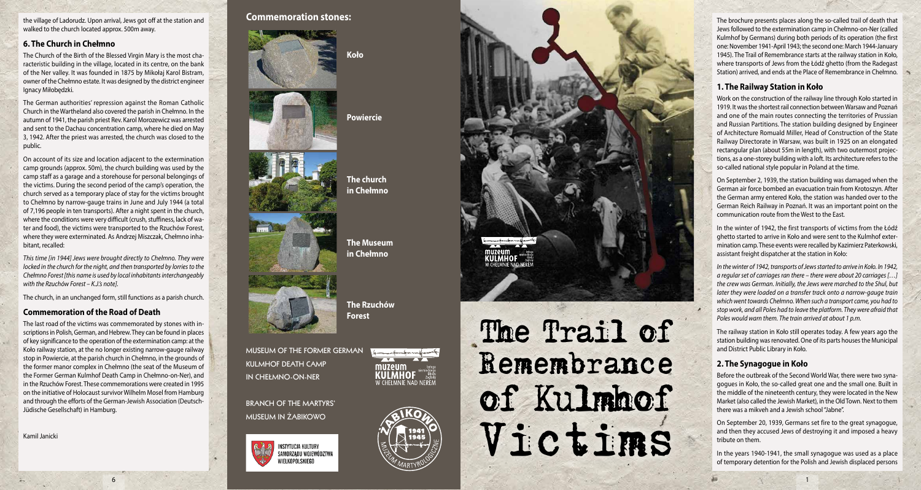# The Trail of Remembrance of Kulmhof Victims

The brochure presents places along the so-called trail of death that Jews followed to the extermination camp in Chełmno-on-Ner (called Kulmhof by Germans) during both periods of its operation (the first one: November 1941-April 1943; the second one: March 1944-January 1945). The Trail of Remembrance starts at the railway station in Koło, where transports of Jews from the Łódź ghetto (from the Radegast Station) arrived, and ends at the Place of Remembrance in Chełmno.

## 1. The Railway Station in Koło

Work on the construction of the railway line through Koło started in 1919. It was the shortest rail connection between Warsaw and Poznań and one of the main routes connecting the territories of Prussian and Russian Partitions. The station building designed by Engineer of Architecture Romuald Miller, Head of Construction of the State Railway Directorate in Warsaw, was built in 1925 on an elongated rectangular plan (about 55m in length), with two outermost projections, as a one-storey building with a loft. Its architecture refers to the so-called national style popular in Poland at the time.

On September 2, 1939, the station building was damaged when the German air force bombed an evacuation train from Krotoszyn. After the German army entered Koło, the station was handed over to the German Reich Railway in Poznań. It was an important point on the communication route from the West to the East.

In the winter of 1942, the first transports of victims from the Łódź ghetto started to arrive in Koło and were sent to the Kulmhof extermination camp. These events were recalled by Kazimierz Paterkowski, assistant freight dispatcher at the station in Koło:

*In the winter of 1942, transports of Jews started to arrive in Koło. In 1942, a regular set of carriages ran there – there were about 20 carriages […] the crew was German. Initially, the Jews were marched to the Shul, but later they were loaded on a transfer track onto a narrow-gauge train which went towards Chełmno. When such a transport came, you had to stop work, and all Poles had to leave the platform. They were afraid that Poles would warn them. The train arrived at about 1 p.m.*

The railway station in Koło still operates today. A few years ago the station building was renovated. One of its parts houses the Municipal and District Public Library in Koło.

## 2. The Synagogue in Koło

Before the outbreak of the Second World War, there were two synagogues in Koło, the so-called great one and the small one. Built in the middle of the nineteenth century, they were located in the New Market (also called the Jewish Market), in the Old Town. Next to them there was a mikveh and a Jewish school "Jabne".

On September 20, 1939, Germans set fire to the great synagogue, and then they accused Jews of destroying it and imposed a heavy tribute on them.

In the years 1940-1941, the small synagogue was used as a place of temporary detention for the Polish and Jewish displaced persons

the village of Ladorudz. Upon arrival, Jews got off at the station and walked to the church located approx. 500m away.

## 6. The Church in Chełmno

The Church of the Birth of the Blessed Virgin Mary is the most characteristic building in the village, located in its centre, on the bank of the Ner valley. It was founded in 1875 by Mikołaj Karol Bistram, owner of the Chełmno estate. It was designed by the district engineer Ignacy Miłobędzki.

The German authorities' repression against the Roman Catholic Church in the Wartheland also covered the parish in Chełmno. In the autumn of 1941, the parish priest Rev. Karol Morozewicz was arrested and sent to the Dachau concentration camp, where he died on May 3, 1942. After the priest was arrested, the church was closed to the public.

On account of its size and location adjacent to the extermination camp grounds (approx. 50m), the church building was used by the camp staff as a garage and a storehouse for personal belongings of the victims. During the second period of the camp's operation, the church served as a temporary place of stay for the victims brought to Chełmno by narrow-gauge trains in June and July 1944 (a total of 7,196 people in ten transports). After a night spent in the church, where the conditions were very difficult (crush, stuffiness, lack of water and food), the victims were transported to the Rzuchów Forest, where they were exterminated. As Andrzej Miszczak, Chełmno inhabitant, recalled:

*This time [in 1944] Jews were brought directly to Chełmno. They were locked in the church for the night, and then transported by lorries to the Chełmno Forest [this name is used by local inhabitants interchangeably with the Rzuchów Forest – K.J.'s note].*

The church, in an unchanged form, still functions as a parish church.

## Commemoration of the Road of Death

The last road of the victims was commemorated by stones with inscriptions in Polish, German, and Hebrew. They can be found in places of key significance to the operation of the extermination camp: at the Koło railway station, at the no longer existing narrow-gauge railway stop in Powiercie, at the parish church in Chełmno, in the grounds of the former manor complex in Chełmno (the seat of the Museum of the Former German Kulmhof Death Camp in Chełmno-on-Ner), and in the Rzuchów Forest. These commemorations were created in 1995 on the initiative of Holocaust survivor Wilhelm Mosel from Hamburg and through the efforts of the German-Jewish Association (Deutsch-Jüdische Gesellschaft) in Hamburg.

Kamil Janicki

## Commemoration stones:

- Koło
- Powiercie
- The church in Chełmno
- The Museum in Chełmno
- The Rzuchów Forest

MUSEUM OF THE FORMER GERMAN KULMHOF DEATH CAMP IN CHEŁMNO-ON-NER

BRANCH OF THE MARTYRS' MUSEUM IN ŻABIKOWO

INSTYTUCJA KULTURY SAMORZĄDU WOJEWÓDZTWA WIELKOPOLSKIEGO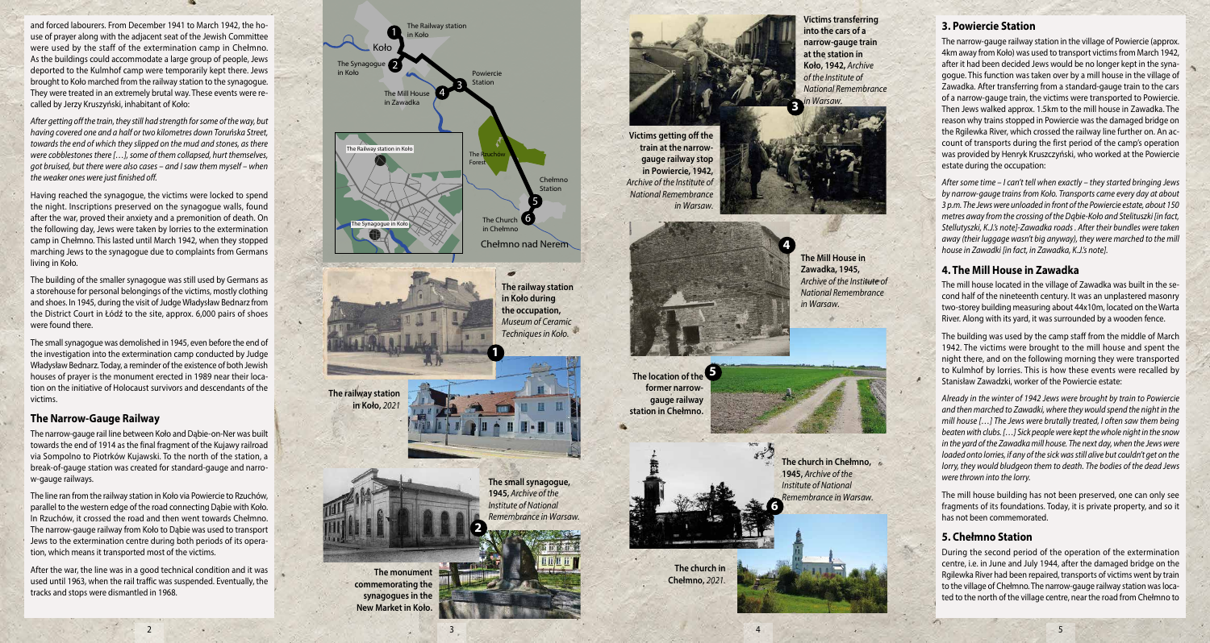and forced labourers. From December 1941 to March 1942, the house of prayer along with the adjacent seat of the Jewish Committee were used by the staff of the extermination camp in Chełmno. As the buildings could accommodate a large group of people, Jews deported to the Kulmhof camp were temporarily kept there. Jews brought to Koło marched from the railway station to the synagogue. They were treated in an extremely brutal way. These events were recalled by Jerzy Kruszyński, inhabitant of Koło:

*After getting off the train, they still had strength for some of the way, but having covered one and a half or two kilometres down Toruńska Street, towards the end of which they slipped on the mud and stones, as there were cobblestones there […], some of them collapsed, hurt themselves, got bruised, but there were also cases – and I saw them myself – when the weaker ones were just finished off.*

Having reached the synagogue, the victims were locked to spend the night. Inscriptions preserved on the synagogue walls, found after the war, proved their anxiety and a premonition of death. On the following day, Jews were taken by lorries to the extermination camp in Chełmno. This lasted until March 1942, when they stopped marching Jews to the synagogue due to complaints from Germans living in Koło.

The building of the smaller synagogue was still used by Germans as a storehouse for personal belongings of the victims, mostly clothing and shoes. In 1945, during the visit of Judge Władysław Bednarz from the District Court in Łódź to the site, approx. 6,000 pairs of shoes were found there.

The small synagogue was demolished in 1945, even before the end of the investigation into the extermination camp conducted by Judge Władysław Bednarz. Today, a reminder of the existence of both Jewish houses of prayer is the monument erected in 1989 near their location on the initiative of Holocaust survivors and descendants of the victims.

## The Narrow-Gauge Railway

The narrow-gauge rail line between Koło and Dąbie-on-Ner was built towards the end of 1914 as the final fragment of the Kujawy railroad via Sompolno to Piotrków Kujawski. To the north of the station, a break-of-gauge station was created for standard-gauge and narrow-gauge railways.

The line ran from the railway station in Koło via Powiercie to Rzuchów, parallel to the western edge of the road connecting Dąbie with Koło. In Rzuchów, it crossed the road and then went towards Chełmno. The narrow-gauge railway from Koło to Dąbie was used to transport Jews to the extermination centre during both periods of its operation, which means it transported most of the victims.

After the war, the line was in a good technical condition and it was used until 1963, when the rail traffic was suspended. Eventually, the tracks and stops were dismantled in 1968.

1 The Railway station in Koło
Koło
2 The Synagogue in Koło
3 Powiercie Station
4 The Mill House in Zawadka
The Railway station in Koło
The Synagogue in Koło
The Rzuchów Forest
Chełmno Station
5
6 The Church in Chełmno
Chełmno nad Nerem

**The railway station in Koło during the occupation,** *Museum of Ceramic Techniques in Koło.*

**The railway station in Koło,** *2021*

**The small synagogue, 1945,** *Archive of the Institute of National Remembrance in Warsaw.*

**The monument commemorating the synagogues in the New Market in Koło.**

**Victims transferring into the cars of a narrow-gauge train at the station in Koło, 1942,** *Archive of the Institute of National Remembrance in Warsaw.*

**Victims getting off the train at the narrow-gauge railway stop in Powiercie, 1942,** *Archive of the Institute of National Remembrance in Warsaw.*

**The Mill House in Zawadka, 1945,** *Archive of the Institute of National Remembrance in Warsaw.*

**The location of the former narrow-gauge railway station in Chełmno.**

**The church in Chełmno, 1945,** *Archive of the Institute of National Remembrance in Warsaw.*

**The church in Chełmno,** *2021.*

## 3. Powiercie Station

The narrow-gauge railway station in the village of Powiercie (approx. 4km away from Koło) was used to transport victims from March 1942, after it had been decided Jews would be no longer kept in the synagogue. This function was taken over by a mill house in the village of Zawadka. After transferring from a standard-gauge train to the cars of a narrow-gauge train, the victims were transported to Powiercie. Then Jews walked approx. 1.5km to the mill house in Zawadka. The reason why trains stopped in Powiercie was the damaged bridge on the Rgilewka River, which crossed the railway line further on. An account of transports during the first period of the camp's operation was provided by Henryk Kruszczyński, who worked at the Powiercie estate during the occupation:

*After some time – I can't tell when exactly – they started bringing Jews by narrow-gauge trains from Koło. Transports came every day at about 3 p.m. The Jews were unloaded in front of the Powiercie estate, about 150 metres away from the crossing of the Dąbie-Koło and Steltuszki [in fact, Stellutyszki, K.J.'s note]-Zawadka roads . After their bundles were taken away (their luggage wasn't big anyway), they were marched to the mill house in Zawadki [in fact, in Zawadka, K.J.'s note].*

## 4. The Mill House in Zawadka

The mill house located in the village of Zawadka was built in the second half of the nineteenth century. It was an unplastered masonry two-storey building measuring about 44x10m, located on the Warta River. Along with its yard, it was surrounded by a wooden fence.

The building was used by the camp staff from the middle of March 1942. The victims were brought to the mill house and spent the night there, and on the following morning they were transported to Kulmhof by lorries. This is how these events were recalled by Stanisław Zawadzki, worker of the Powiercie estate:

*Already in the winter of 1942 Jews were brought by train to Powiercie and then marched to Zawadki, where they would spend the night in the mill house […] The Jews were brutally treated, I often saw them being beaten with clubs. […] Sick people were kept the whole night in the snow in the yard of the Zawadka mill house. The next day, when the Jews were loaded onto lorries, if any of the sick was still alive but couldn't get on the lorry, they would bludgeon them to death. The bodies of the dead Jews were thrown into the lorry.*

The mill house building has not been preserved, one can only see fragments of its foundations. Today, it is private property, and so it has not been commemorated.

## 5. Chełmno Station

During the second period of the operation of the extermination centre, i.e. in June and July 1944, after the damaged bridge on the Rgilewka River had been repaired, transports of victims went by train to the village of Chełmno. The narrow-gauge railway station was located to the north of the village centre, near the road from Chełmno to